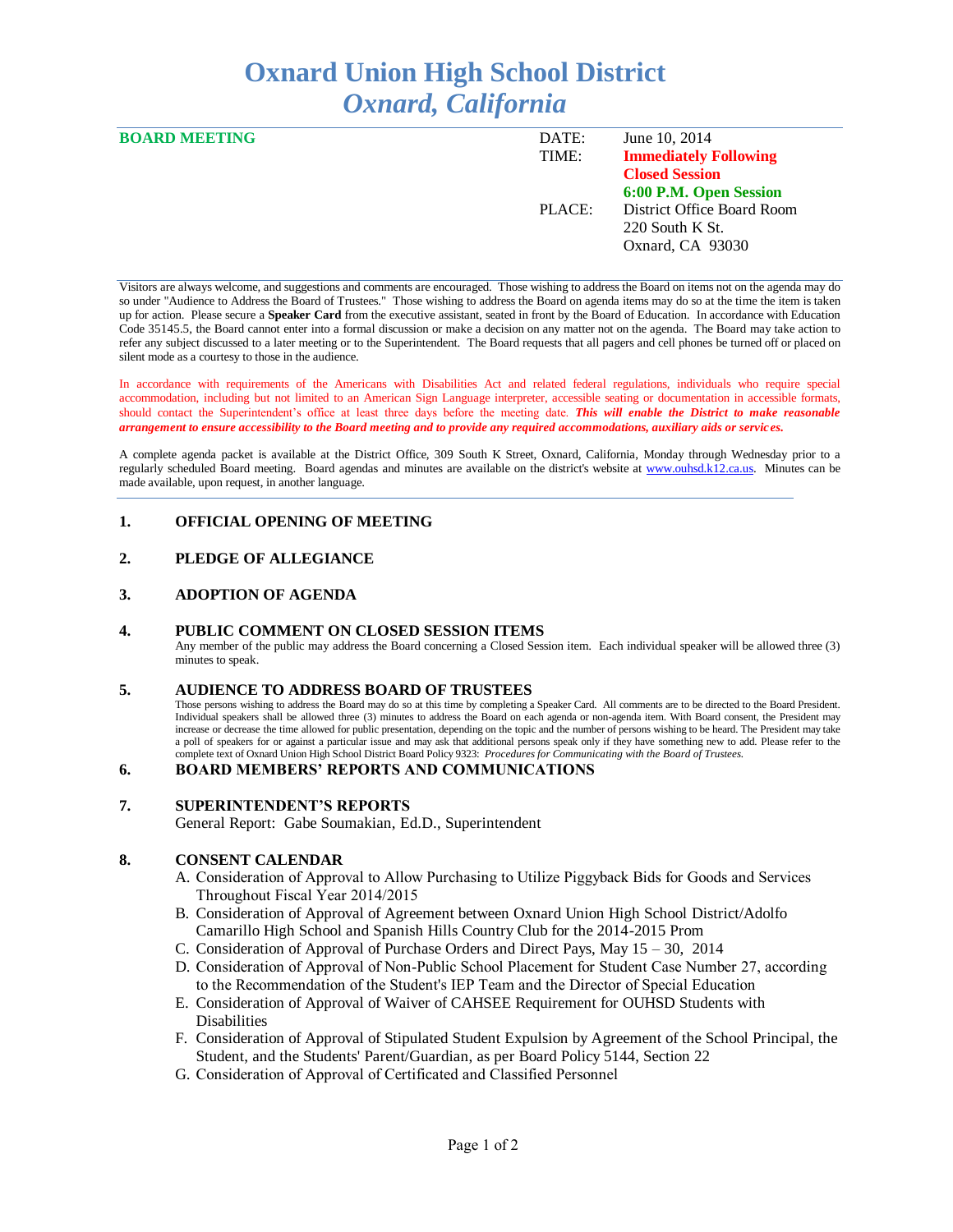# Oxnard Union High School District
## *Oxnard, California*

**BOARD MEETING**

| | |
|---|---|
| DATE: | June 10, 2014 |
| TIME: | **Immediately Following Closed Session** |
| | **6:00 P.M. Open Session** |
| PLACE: | District Office Board Room |
| | 220 South K St. |
| | Oxnard, CA 93030 |

Visitors are always welcome, and suggestions and comments are encouraged. Those wishing to address the Board on items not on the agenda may do so under "Audience to Address the Board of Trustees." Those wishing to address the Board on agenda items may do so at the time the item is taken up for action. Please secure a **Speaker Card** from the executive assistant, seated in front by the Board of Education. In accordance with Education Code 35145.5, the Board cannot enter into a formal discussion or make a decision on any matter not on the agenda. The Board may take action to refer any subject discussed to a later meeting or to the Superintendent. The Board requests that all pagers and cell phones be turned off or placed on silent mode as a courtesy to those in the audience.

In accordance with requirements of the Americans with Disabilities Act and related federal regulations, individuals who require special accommodation, including but not limited to an American Sign Language interpreter, accessible seating or documentation in accessible formats, should contact the Superintendent's office at least three days before the meeting date. ***This will enable the District to make reasonable arrangement to ensure accessibility to the Board meeting and to provide any required accommodations, auxiliary aids or services.***

A complete agenda packet is available at the District Office, 309 South K Street, Oxnard, California, Monday through Wednesday prior to a regularly scheduled Board meeting. Board agendas and minutes are available on the district's website at www.ouhsd.k12.ca.us. Minutes can be made available, upon request, in another language.

## 1. OFFICIAL OPENING OF MEETING

## 2. PLEDGE OF ALLEGIANCE

## 3. ADOPTION OF AGENDA

## 4. PUBLIC COMMENT ON CLOSED SESSION ITEMS

Any member of the public may address the Board concerning a Closed Session item. Each individual speaker will be allowed three (3) minutes to speak.

## 5. AUDIENCE TO ADDRESS BOARD OF TRUSTEES

Those persons wishing to address the Board may do so at this time by completing a Speaker Card. All comments are to be directed to the Board President. Individual speakers shall be allowed three (3) minutes to address the Board on each agenda or non-agenda item. With Board consent, the President may increase or decrease the time allowed for public presentation, depending on the topic and the number of persons wishing to be heard. The President may take a poll of speakers for or against a particular issue and may ask that additional persons speak only if they have something new to add. Please refer to the complete text of Oxnard Union High School District Board Policy 9323: *Procedures for Communicating with the Board of Trustees.*

## 6. BOARD MEMBERS' REPORTS AND COMMUNICATIONS

## 7. SUPERINTENDENT'S REPORTS

General Report: Gabe Soumakian, Ed.D., Superintendent

## 8. CONSENT CALENDAR

A. Consideration of Approval to Allow Purchasing to Utilize Piggyback Bids for Goods and Services Throughout Fiscal Year 2014/2015
B. Consideration of Approval of Agreement between Oxnard Union High School District/Adolfo Camarillo High School and Spanish Hills Country Club for the 2014-2015 Prom
C. Consideration of Approval of Purchase Orders and Direct Pays, May 15 – 30, 2014
D. Consideration of Approval of Non-Public School Placement for Student Case Number 27, according to the Recommendation of the Student's IEP Team and the Director of Special Education
E. Consideration of Approval of Waiver of CAHSEE Requirement for OUHSD Students with Disabilities
F. Consideration of Approval of Stipulated Student Expulsion by Agreement of the School Principal, the Student, and the Students' Parent/Guardian, as per Board Policy 5144, Section 22
G. Consideration of Approval of Certificated and Classified Personnel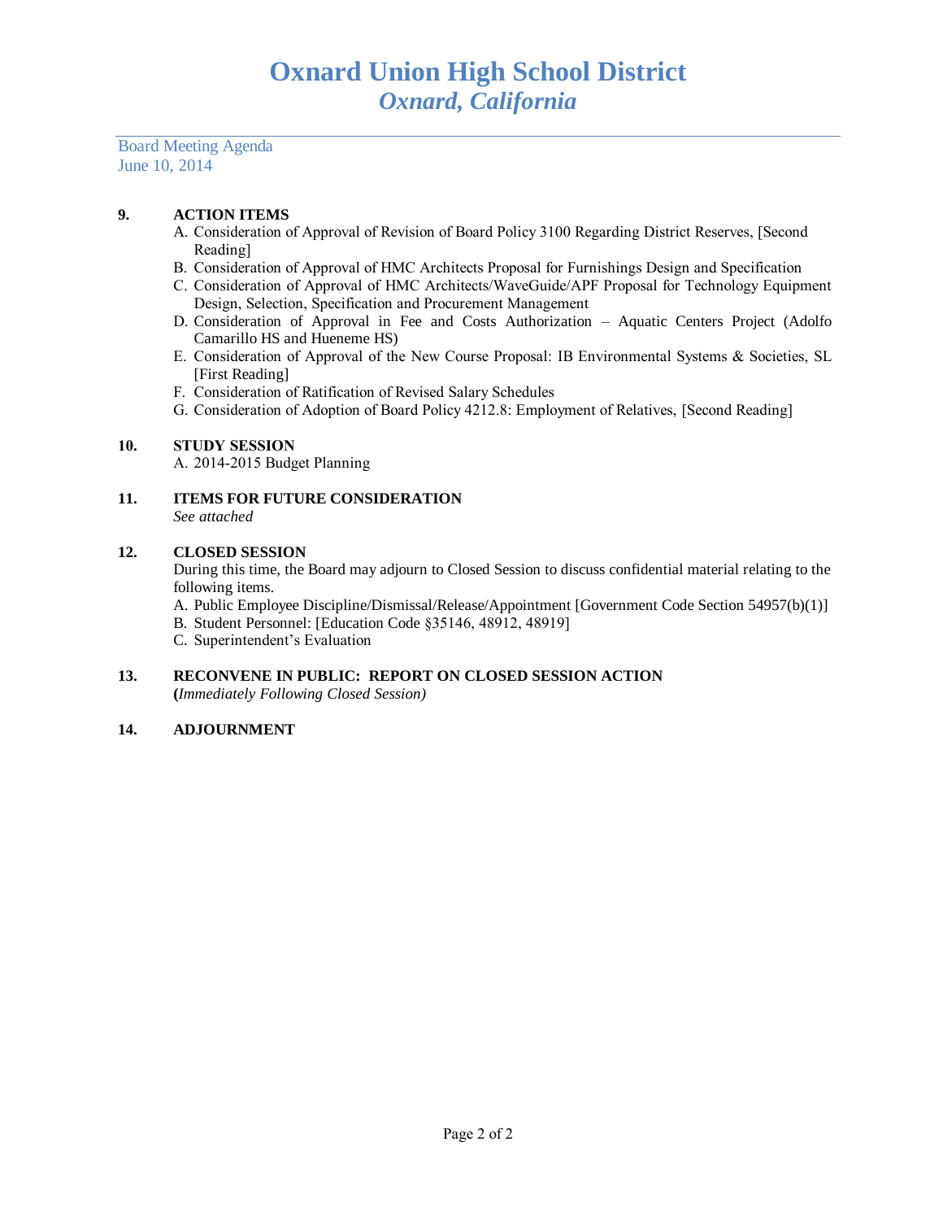# Oxnard Union High School District
## *Oxnard, California*

Board Meeting Agenda
June 10, 2014

**9. ACTION ITEMS**

A. Consideration of Approval of Revision of Board Policy 3100 Regarding District Reserves, [Second Reading]
B. Consideration of Approval of HMC Architects Proposal for Furnishings Design and Specification
C. Consideration of Approval of HMC Architects/WaveGuide/APF Proposal for Technology Equipment Design, Selection, Specification and Procurement Management
D. Consideration of Approval in Fee and Costs Authorization – Aquatic Centers Project (Adolfo Camarillo HS and Hueneme HS)
E. Consideration of Approval of the New Course Proposal: IB Environmental Systems & Societies, SL [First Reading]
F. Consideration of Ratification of Revised Salary Schedules
G. Consideration of Adoption of Board Policy 4212.8: Employment of Relatives, [Second Reading]

**10. STUDY SESSION**

A. 2014-2015 Budget Planning

**11. ITEMS FOR FUTURE CONSIDERATION**

*See attached*

**12. CLOSED SESSION**

During this time, the Board may adjourn to Closed Session to discuss confidential material relating to the following items.

A. Public Employee Discipline/Dismissal/Release/Appointment [Government Code Section 54957(b)(1)]
B. Student Personnel: [Education Code §35146, 48912, 48919]
C. Superintendent's Evaluation

**13. RECONVENE IN PUBLIC: REPORT ON CLOSED SESSION ACTION**

**(***Immediately Following Closed Session)*

**14. ADJOURNMENT**